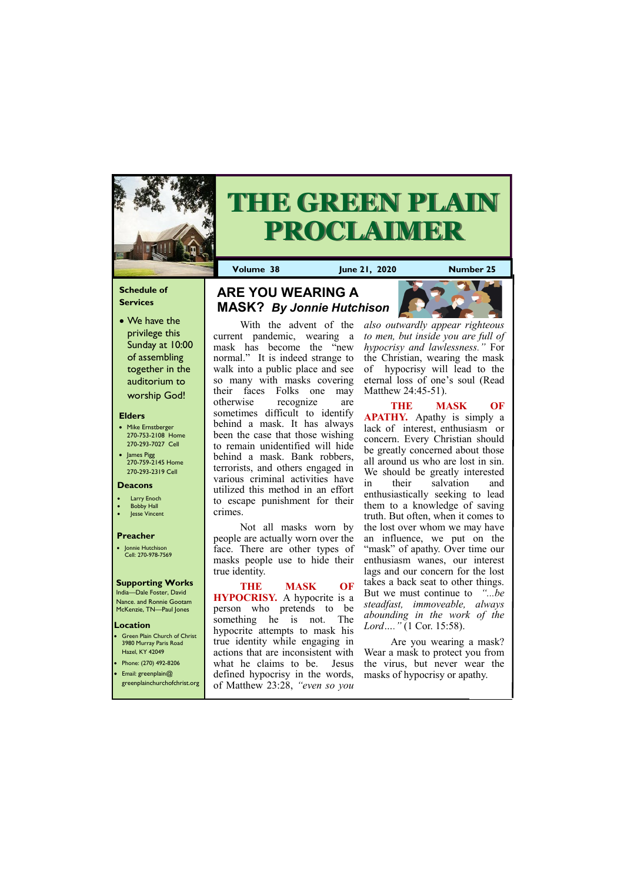# THE GREEN PLAIN PROCLAIMER

**Volume 38** | **June 21, 2020** | **Number 25**

## ARE YOU WEARING A MASK? *By Jonnie Hutchison*

With the advent of the current pandemic, wearing a mask has become the "new normal." It is indeed strange to walk into a public place and see so many with masks covering their faces Folks one may otherwise recognize are sometimes difficult to identify behind a mask. It has always been the case that those wishing to remain unidentified will hide behind a mask. Bank robbers, terrorists, and others engaged in various criminal activities have utilized this method in an effort to escape punishment for their crimes.

Not all masks worn by people are actually worn over the face. There are other types of masks people use to hide their true identity.

**THE MASK OF HYPOCRISY.** A hypocrite is a person who pretends to be something he is not. The hypocrite attempts to mask his true identity while engaging in actions that are inconsistent with what he claims to be. Jesus defined hypocrisy in the words, of Matthew 23:28, *"even so you also outwardly appear righteous to men, but inside you are full of hypocrisy and lawlessness."* For the Christian, wearing the mask of hypocrisy will lead to the eternal loss of one's soul (Read Matthew 24:45-51).

**THE MASK OF APATHY.** Apathy is simply a lack of interest, enthusiasm or concern. Every Christian should be greatly concerned about those all around us who are lost in sin. We should be greatly interested in their salvation and enthusiastically seeking to lead them to a knowledge of saving truth. But often, when it comes to the lost over whom we may have an influence, we put on the "mask" of apathy. Over time our enthusiasm wanes, our interest lags and our concern for the lost takes a back seat to other things. But we must continue to *"...be steadfast, immoveable, always abounding in the work of the Lord…."* (1 Cor. 15:58).

Are you wearing a mask? Wear a mask to protect you from the virus, but never wear the masks of hypocrisy or apathy.

---

### Schedule of Services

- We have the privilege this Sunday at 10:00 of assembling together in the auditorium to worship God!

### Elders

- Mike Ernstberger 270-753-2108 Home 270-293-7027 Cell
- James Pigg 270-759-2145 Home 270-293-2319 Cell

### Deacons

- Larry Enoch
- Bobby Hall
- Jesse Vincent

### Preacher

- Jonnie Hutchison Cell: 270-978-7569

### Supporting Works

India—Dale Foster, David Nance. and Ronnie Gootam McKenzie, TN—Paul Jones

### Location

- Green Plain Church of Christ 3980 Murray Paris Road Hazel, KY 42049
- Phone: (270) 492-8206
- Email: greenplain@greenplainchurchofchrist.org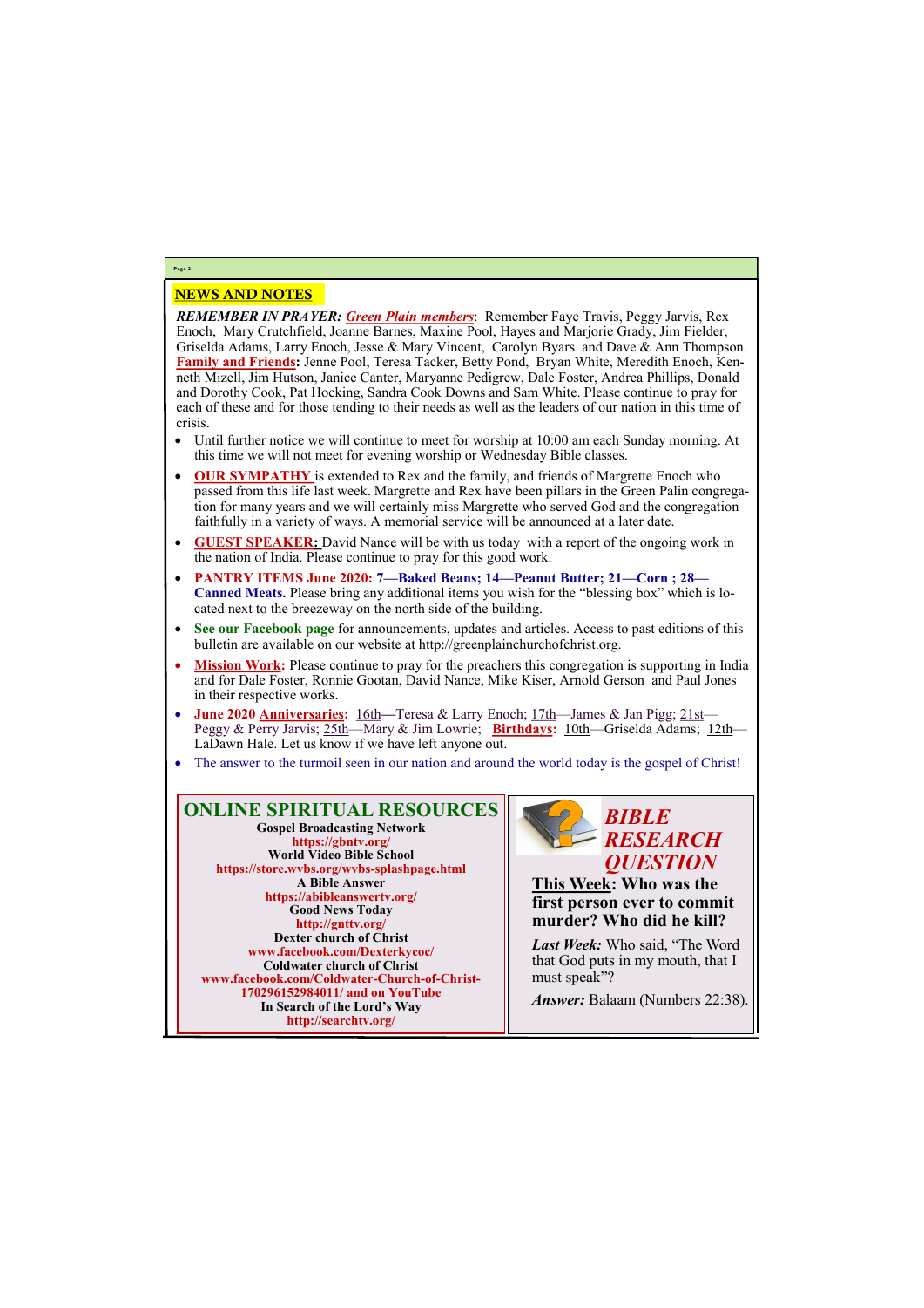## NEWS AND NOTES

***REMEMBER IN PRAYER:*** ***Green Plain members***: Remember Faye Travis, Peggy Jarvis, Rex Enoch, Mary Crutchfield, Joanne Barnes, Maxine Pool, Hayes and Marjorie Grady, Jim Fielder, Griselda Adams, Larry Enoch, Jesse & Mary Vincent, Carolyn Byars and Dave & Ann Thompson. **Family and Friends:** Jenne Pool, Teresa Tacker, Betty Pond, Bryan White, Meredith Enoch, Kenneth Mizell, Jim Hutson, Janice Canter, Maryanne Pedigrew, Dale Foster, Andrea Phillips, Donald and Dorothy Cook, Pat Hocking, Sandra Cook Downs and Sam White. Please continue to pray for each of these and for those tending to their needs as well as the leaders of our nation in this time of crisis.

- Until further notice we will continue to meet for worship at 10:00 am each Sunday morning. At this time we will not meet for evening worship or Wednesday Bible classes.
- **OUR SYMPATHY** is extended to Rex and the family, and friends of Margrette Enoch who passed from this life last week. Margrette and Rex have been pillars in the Green Palin congregation for many years and we will certainly miss Margrette who served God and the congregation faithfully in a variety of ways. A memorial service will be announced at a later date.
- **GUEST SPEAKER:** David Nance will be with us today with a report of the ongoing work in the nation of India. Please continue to pray for this good work.
- **PANTRY ITEMS June 2020: 7—Baked Beans; 14—Peanut Butter; 21—Corn ; 28—Canned Meats.** Please bring any additional items you wish for the "blessing box" which is located next to the breezeway on the north side of the building.
- **See our Facebook page** for announcements, updates and articles. Access to past editions of this bulletin are available on our website at http://greenplainchurchofchrist.org.
- **Mission Work:** Please continue to pray for the preachers this congregation is supporting in India and for Dale Foster, Ronnie Gootan, David Nance, Mike Kiser, Arnold Gerson and Paul Jones in their respective works.
- **June 2020 Anniversaries:** 16th—Teresa & Larry Enoch; 17th—James & Jan Pigg; 21st—Peggy & Perry Jarvis; 25th—Mary & Jim Lowrie; **Birthdays:** 10th—Griselda Adams; 12th—LaDawn Hale. Let us know if we have left anyone out.
- The answer to the turmoil seen in our nation and around the world today is the gospel of Christ!

## ONLINE SPIRITUAL RESOURCES

**Gospel Broadcasting Network**
https://gbntv.org/
**World Video Bible School**
https://store.wvbs.org/wvbs-splashpage.html
**A Bible Answer**
https://abibleanswertv.org/
**Good News Today**
http://gnttv.org/
**Dexter church of Christ**
www.facebook.com/Dexterkycoc/
**Coldwater church of Christ**
www.facebook.com/Coldwater-Church-of-Christ-170296152984011/ and on YouTube
**In Search of the Lord's Way**
http://searchtv.org/

## *BIBLE RESEARCH QUESTION*

**This Week: Who was the first person ever to commit murder? Who did he kill?**

***Last Week:*** Who said, "The Word that God puts in my mouth, that I must speak"?

***Answer:*** Balaam (Numbers 22:38).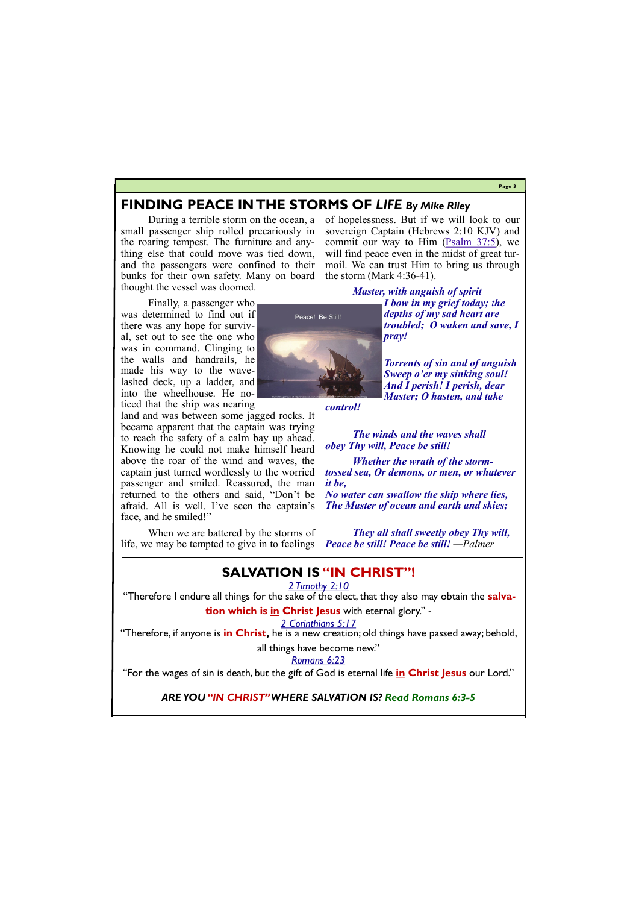## FINDING PEACE IN THE STORMS OF *LIFE* *By Mike Riley*

During a terrible storm on the ocean, a small passenger ship rolled precariously in the roaring tempest. The furniture and anything else that could move was tied down, and the passengers were confined to their bunks for their own safety. Many on board thought the vessel was doomed.

Finally, a passenger who was determined to find out if there was any hope for survival, set out to see the one who was in command. Clinging to the walls and handrails, he made his way to the wave-lashed deck, up a ladder, and into the wheelhouse. He noticed that the ship was nearing land and was between some jagged rocks. It became apparent that the captain was trying to reach the safety of a calm bay up ahead. Knowing he could not make himself heard above the roar of the wind and waves, the captain just turned wordlessly to the worried passenger and smiled. Reassured, the man returned to the others and said, "Don't be afraid. All is well. I've seen the captain's face, and he smiled!"

When we are battered by the storms of life, we may be tempted to give in to feelings of hopelessness. But if we will look to our sovereign Captain (Hebrews 2:10 KJV) and commit our way to Him (Psalm 37:5), we will find peace even in the midst of great turmoil. We can trust Him to bring us through the storm (Mark 4:36-41).

Peace! Be Still!

***Master, with anguish of spirit***
***I bow in my grief today; the depths of my sad heart are troubled; O waken and save, I pray!***

***Torrents of sin and of anguish***
***Sweep o'er my sinking soul!***
***And I perish! I perish, dear Master; O hasten, and take control!***

***The winds and the waves shall obey Thy will, Peace be still!***

***Whether the wrath of the storm-tossed sea, Or demons, or men, or whatever it be,***
***No water can swallow the ship where lies,***
***The Master of ocean and earth and skies;***

***They all shall sweetly obey Thy will, Peace be still! Peace be still!*** *—Palmer*

## SALVATION IS "IN CHRIST"!

*2 Timothy 2:10*

"Therefore I endure all things for the sake of the elect, that they also may obtain the **salvation which is in Christ Jesus** with eternal glory." -

*2 Corinthians 5:17*

"Therefore, if anyone is **in Christ,** he is a new creation; old things have passed away; behold, all things have become new."

*Romans 6:23*

"For the wages of sin is death, but the gift of God is eternal life **in Christ Jesus** our Lord."

***ARE YOU "IN CHRIST" WHERE SALVATION IS? Read Romans 6:3-5***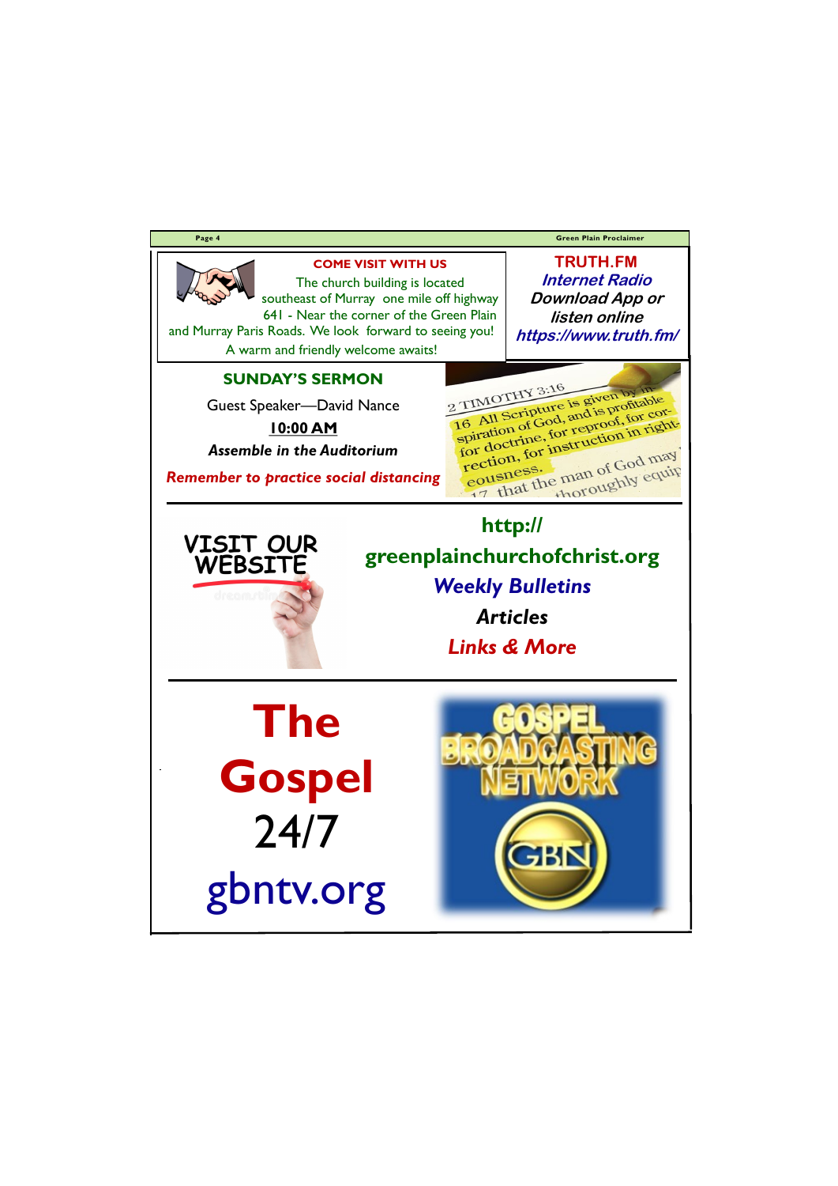## COME VISIT WITH US

The church building is located southeast of Murray one mile off highway 641 - Near the corner of the Green Plain and Murray Paris Roads. We look forward to seeing you! A warm and friendly welcome awaits!

## TRUTH.FM

*Internet Radio*

*Download App or listen online*

*https://www.truth.fm/*

## SUNDAY'S SERMON

Guest Speaker—David Nance

**10:00 AM**

***Assemble in the Auditorium***

*Remember to practice social distancing*

2 TIMOTHY 3:16

16 All Scripture is given by inspiration of God, and is profitable for doctrine, for reproof, for correction, for instruction in righteousness.

17 that the man of God may thoroughly equip

VISIT OUR WEBSITE

**http://greenplainchurchofchrist.org**

***Weekly Bulletins***

***Articles***

***Links & More***

# The Gospel

24/7

gbntv.org

GOSPEL BROADCASTING NETWORK

GBN